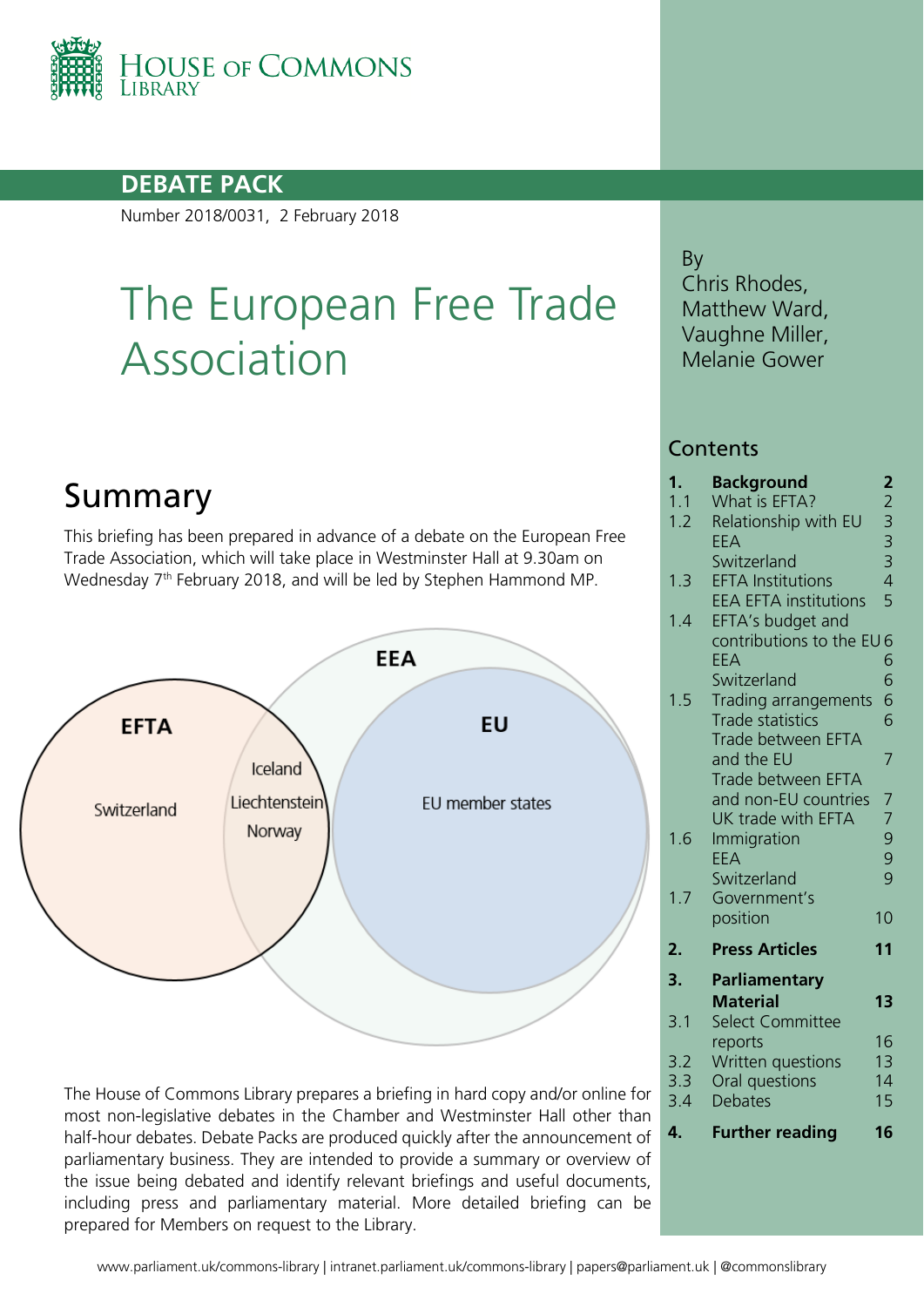HOUSE OF COMMONS LIBRARY

**DEBATE PACK**

Number 2018/0031, 2 February 2018

# The European Free Trade Association

By
Chris Rhodes,
Matthew Ward,
Vaughne Miller,
Melanie Gower

## Contents

| | | |
|---|---|---|
| **1.** | **Background** | **2** |
| 1.1 | What is EFTA? | 2 |
| 1.2 | Relationship with EU | 3 |
| | EEA | 3 |
| | Switzerland | 3 |
| 1.3 | EFTA Institutions | 4 |
| | EEA EFTA institutions | 5 |
| 1.4 | EFTA's budget and contributions to the EU | 6 |
| | EEA | 6 |
| | Switzerland | 6 |
| 1.5 | Trading arrangements | 6 |
| | Trade statistics | 6 |
| | Trade between EFTA and the EU | 7 |
| | Trade between EFTA and non-EU countries | 7 |
| | UK trade with EFTA | 7 |
| 1.6 | Immigration | 9 |
| | EEA | 9 |
| | Switzerland | 9 |
| 1.7 | Government's position | 10 |
| **2.** | **Press Articles** | **11** |
| **3.** | **Parliamentary Material** | **13** |
| 3.1 | Select Committee reports | 16 |
| 3.2 | Written questions | 13 |
| 3.3 | Oral questions | 14 |
| 3.4 | Debates | 15 |
| **4.** | **Further reading** | **16** |

## Summary

This briefing has been prepared in advance of a debate on the European Free Trade Association, which will take place in Westminster Hall at 9.30am on Wednesday 7th February 2018, and will be led by Stephen Hammond MP.

EFTA: Switzerland
EFTA and EEA: Iceland, Liechtenstein, Norway
EEA / EU: EU member states

The House of Commons Library prepares a briefing in hard copy and/or online for most non-legislative debates in the Chamber and Westminster Hall other than half-hour debates. Debate Packs are produced quickly after the announcement of parliamentary business. They are intended to provide a summary or overview of the issue being debated and identify relevant briefings and useful documents, including press and parliamentary material. More detailed briefing can be prepared for Members on request to the Library.

www.parliament.uk/commons-library | intranet.parliament.uk/commons-library | papers@parliament.uk | @commonslibrary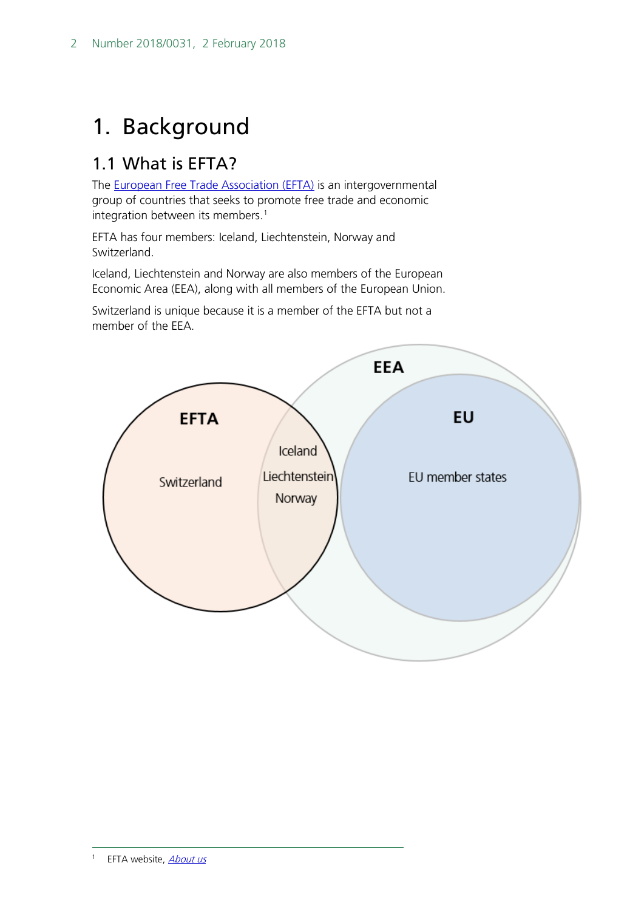# 1. Background

## 1.1 What is EFTA?

The European Free Trade Association (EFTA) is an intergovernmental group of countries that seeks to promote free trade and economic integration between its members.[1]

EFTA has four members: Iceland, Liechtenstein, Norway and Switzerland.

Iceland, Liechtenstein and Norway are also members of the European Economic Area (EEA), along with all members of the European Union.

Switzerland is unique because it is a member of the EFTA but not a member of the EEA.

---

[1] EFTA website, *About us*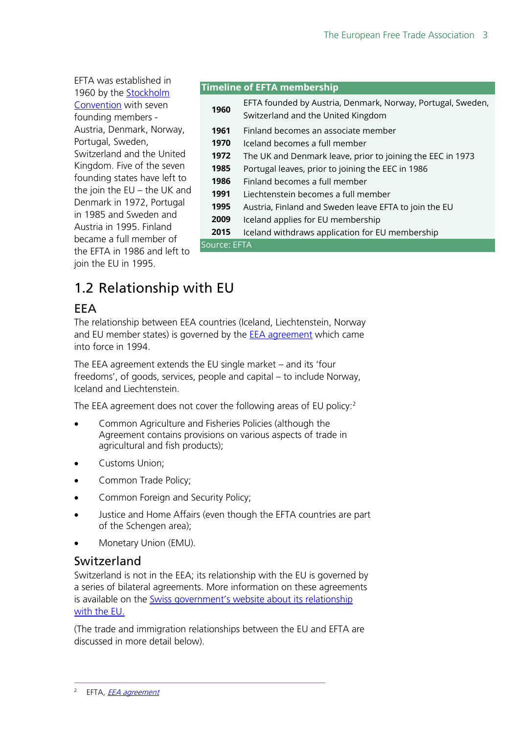EFTA was established in 1960 by the Stockholm Convention with seven founding members - Austria, Denmark, Norway, Portugal, Sweden, Switzerland and the United Kingdom. Five of the seven founding states have left to the join the EU – the UK and Denmark in 1972, Portugal in 1985 and Sweden and Austria in 1995. Finland became a full member of the EFTA in 1986 and left to join the EU in 1995.

| Timeline of EFTA membership | |
|---|---|
| **1960** | EFTA founded by Austria, Denmark, Norway, Portugal, Sweden, Switzerland and the United Kingdom |
| **1961** | Finland becomes an associate member |
| **1970** | Iceland becomes a full member |
| **1972** | The UK and Denmark leave, prior to joining the EEC in 1973 |
| **1985** | Portugal leaves, prior to joining the EEC in 1986 |
| **1986** | Finland becomes a full member |
| **1991** | Liechtenstein becomes a full member |
| **1995** | Austria, Finland and Sweden leave EFTA to join the EU |
| **2009** | Iceland applies for EU membership |
| **2015** | Iceland withdraws application for EU membership |

Source: EFTA

## 1.2 Relationship with EU

### EEA

The relationship between EEA countries (Iceland, Liechtenstein, Norway and EU member states) is governed by the EEA agreement which came into force in 1994.

The EEA agreement extends the EU single market – and its 'four freedoms', of goods, services, people and capital – to include Norway, Iceland and Liechtenstein.

The EEA agreement does not cover the following areas of EU policy:[2]

- Common Agriculture and Fisheries Policies (although the Agreement contains provisions on various aspects of trade in agricultural and fish products);
- Customs Union;
- Common Trade Policy;
- Common Foreign and Security Policy;
- Justice and Home Affairs (even though the EFTA countries are part of the Schengen area);
- Monetary Union (EMU).

### Switzerland

Switzerland is not in the EEA; its relationship with the EU is governed by a series of bilateral agreements. More information on these agreements is available on the Swiss government's website about its relationship with the EU.

(The trade and immigration relationships between the EU and EFTA are discussed in more detail below).

---

[2] EFTA, *EEA agreement*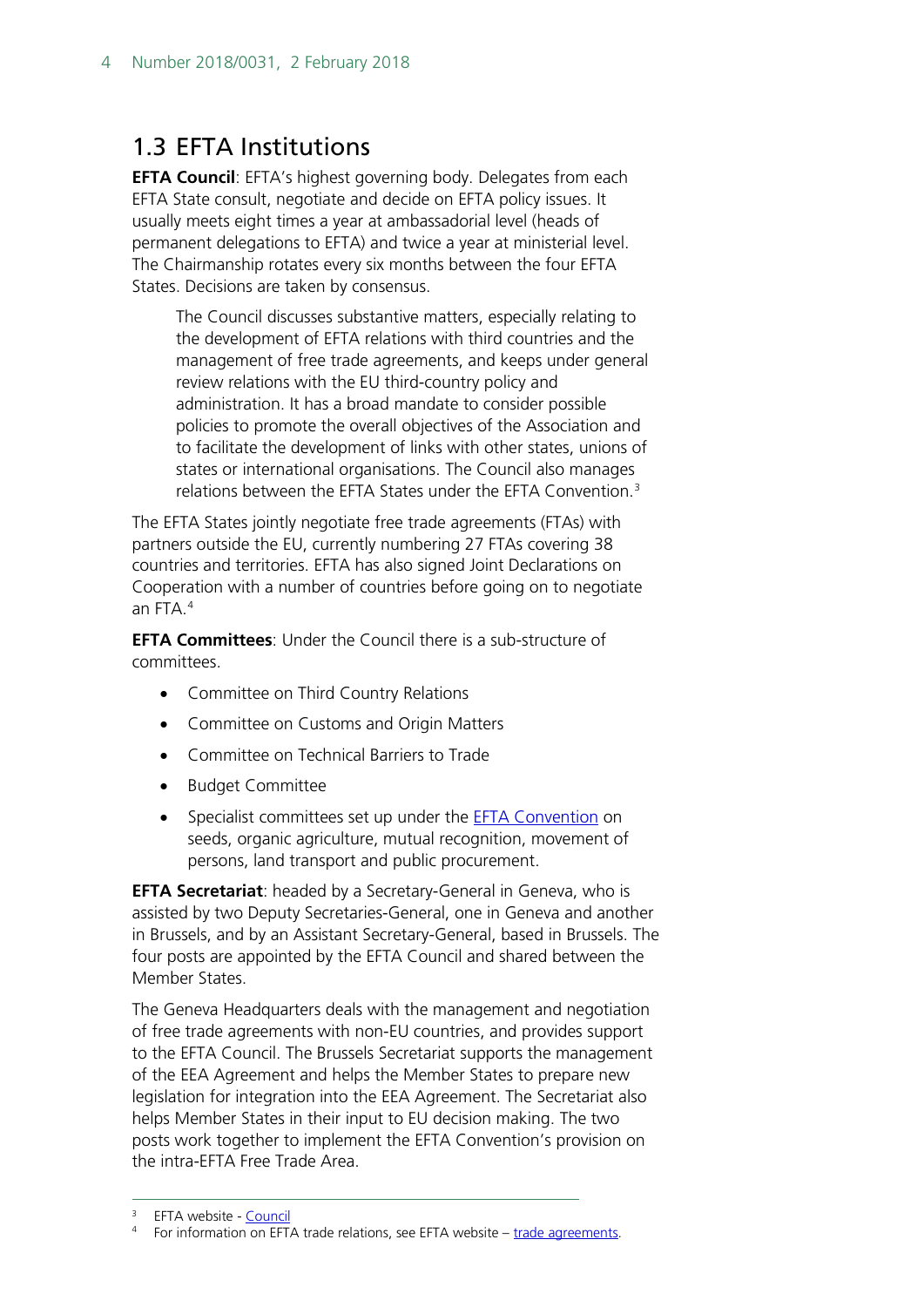## 1.3 EFTA Institutions

**EFTA Council**: EFTA's highest governing body. Delegates from each EFTA State consult, negotiate and decide on EFTA policy issues. It usually meets eight times a year at ambassadorial level (heads of permanent delegations to EFTA) and twice a year at ministerial level. The Chairmanship rotates every six months between the four EFTA States. Decisions are taken by consensus.

> The Council discusses substantive matters, especially relating to the development of EFTA relations with third countries and the management of free trade agreements, and keeps under general review relations with the EU third-country policy and administration. It has a broad mandate to consider possible policies to promote the overall objectives of the Association and to facilitate the development of links with other states, unions of states or international organisations. The Council also manages relations between the EFTA States under the EFTA Convention.[3]

The EFTA States jointly negotiate free trade agreements (FTAs) with partners outside the EU, currently numbering 27 FTAs covering 38 countries and territories. EFTA has also signed Joint Declarations on Cooperation with a number of countries before going on to negotiate an FTA.[4]

**EFTA Committees**: Under the Council there is a sub-structure of committees.

- Committee on Third Country Relations
- Committee on Customs and Origin Matters
- Committee on Technical Barriers to Trade
- Budget Committee
- Specialist committees set up under the EFTA Convention on seeds, organic agriculture, mutual recognition, movement of persons, land transport and public procurement.

**EFTA Secretariat**: headed by a Secretary-General in Geneva, who is assisted by two Deputy Secretaries-General, one in Geneva and another in Brussels, and by an Assistant Secretary-General, based in Brussels. The four posts are appointed by the EFTA Council and shared between the Member States.

The Geneva Headquarters deals with the management and negotiation of free trade agreements with non-EU countries, and provides support to the EFTA Council. The Brussels Secretariat supports the management of the EEA Agreement and helps the Member States to prepare new legislation for integration into the EEA Agreement. The Secretariat also helps Member States in their input to EU decision making. The two posts work together to implement the EFTA Convention's provision on the intra-EFTA Free Trade Area.

---

[3] EFTA website - Council

[4] For information on EFTA trade relations, see EFTA website – trade agreements.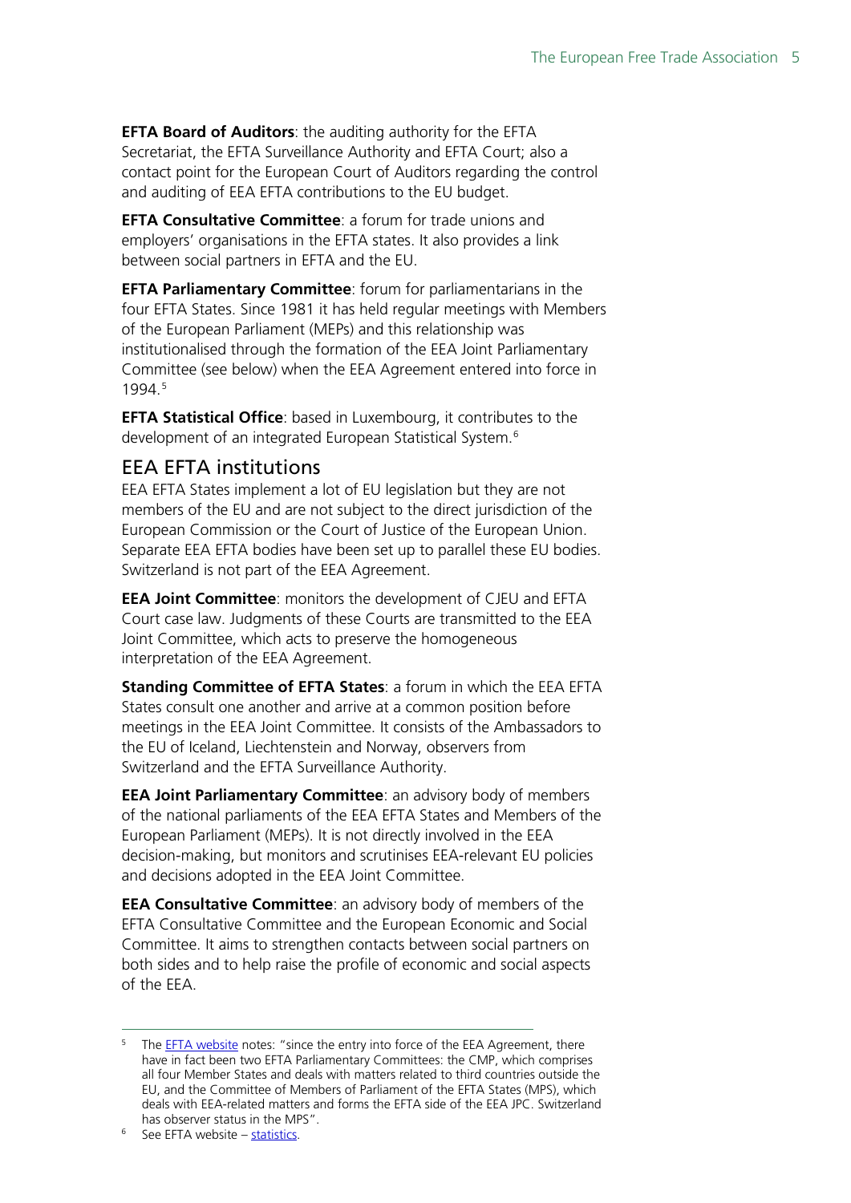**EFTA Board of Auditors**: the auditing authority for the EFTA Secretariat, the EFTA Surveillance Authority and EFTA Court; also a contact point for the European Court of Auditors regarding the control and auditing of EEA EFTA contributions to the EU budget.

**EFTA Consultative Committee**: a forum for trade unions and employers' organisations in the EFTA states. It also provides a link between social partners in EFTA and the EU.

**EFTA Parliamentary Committee**: forum for parliamentarians in the four EFTA States. Since 1981 it has held regular meetings with Members of the European Parliament (MEPs) and this relationship was institutionalised through the formation of the EEA Joint Parliamentary Committee (see below) when the EEA Agreement entered into force in 1994.[5]

**EFTA Statistical Office**: based in Luxembourg, it contributes to the development of an integrated European Statistical System.[6]

## EEA EFTA institutions

EEA EFTA States implement a lot of EU legislation but they are not members of the EU and are not subject to the direct jurisdiction of the European Commission or the Court of Justice of the European Union. Separate EEA EFTA bodies have been set up to parallel these EU bodies. Switzerland is not part of the EEA Agreement.

**EEA Joint Committee**: monitors the development of CJEU and EFTA Court case law. Judgments of these Courts are transmitted to the EEA Joint Committee, which acts to preserve the homogeneous interpretation of the EEA Agreement.

**Standing Committee of EFTA States**: a forum in which the EEA EFTA States consult one another and arrive at a common position before meetings in the EEA Joint Committee. It consists of the Ambassadors to the EU of Iceland, Liechtenstein and Norway, observers from Switzerland and the EFTA Surveillance Authority.

**EEA Joint Parliamentary Committee**: an advisory body of members of the national parliaments of the EEA EFTA States and Members of the European Parliament (MEPs). It is not directly involved in the EEA decision-making, but monitors and scrutinises EEA-relevant EU policies and decisions adopted in the EEA Joint Committee.

**EEA Consultative Committee**: an advisory body of members of the EFTA Consultative Committee and the European Economic and Social Committee. It aims to strengthen contacts between social partners on both sides and to help raise the profile of economic and social aspects of the EEA.

---

[5] The EFTA website notes: "since the entry into force of the EEA Agreement, there have in fact been two EFTA Parliamentary Committees: the CMP, which comprises all four Member States and deals with matters related to third countries outside the EU, and the Committee of Members of Parliament of the EFTA States (MPS), which deals with EEA-related matters and forms the EFTA side of the EEA JPC. Switzerland has observer status in the MPS".

[6] See EFTA website – statistics.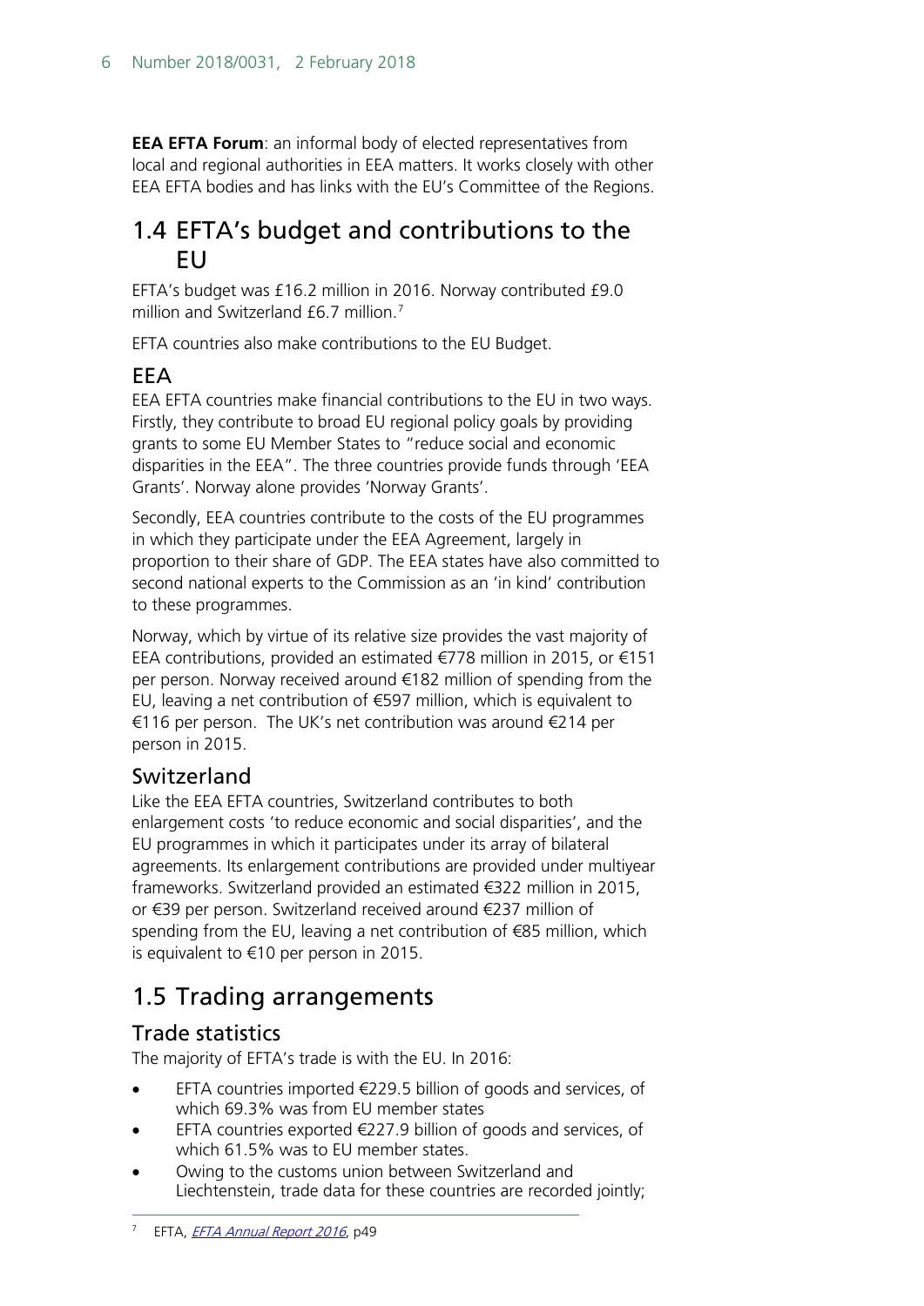**EEA EFTA Forum**: an informal body of elected representatives from local and regional authorities in EEA matters. It works closely with other EEA EFTA bodies and has links with the EU's Committee of the Regions.

## 1.4 EFTA's budget and contributions to the EU

EFTA's budget was £16.2 million in 2016. Norway contributed £9.0 million and Switzerland £6.7 million.[7]

EFTA countries also make contributions to the EU Budget.

### EEA

EEA EFTA countries make financial contributions to the EU in two ways. Firstly, they contribute to broad EU regional policy goals by providing grants to some EU Member States to "reduce social and economic disparities in the EEA". The three countries provide funds through 'EEA Grants'. Norway alone provides 'Norway Grants'.

Secondly, EEA countries contribute to the costs of the EU programmes in which they participate under the EEA Agreement, largely in proportion to their share of GDP. The EEA states have also committed to second national experts to the Commission as an 'in kind' contribution to these programmes.

Norway, which by virtue of its relative size provides the vast majority of EEA contributions, provided an estimated €778 million in 2015, or €151 per person. Norway received around €182 million of spending from the EU, leaving a net contribution of €597 million, which is equivalent to €116 per person. The UK's net contribution was around €214 per person in 2015.

### Switzerland

Like the EEA EFTA countries, Switzerland contributes to both enlargement costs 'to reduce economic and social disparities', and the EU programmes in which it participates under its array of bilateral agreements. Its enlargement contributions are provided under multiyear frameworks. Switzerland provided an estimated €322 million in 2015, or €39 per person. Switzerland received around €237 million of spending from the EU, leaving a net contribution of €85 million, which is equivalent to €10 per person in 2015.

## 1.5 Trading arrangements

### Trade statistics

The majority of EFTA's trade is with the EU. In 2016:

- EFTA countries imported €229.5 billion of goods and services, of which 69.3% was from EU member states
- EFTA countries exported €227.9 billion of goods and services, of which 61.5% was to EU member states.
- Owing to the customs union between Switzerland and Liechtenstein, trade data for these countries are recorded jointly;

[7] EFTA, *EFTA Annual Report 2016*, p49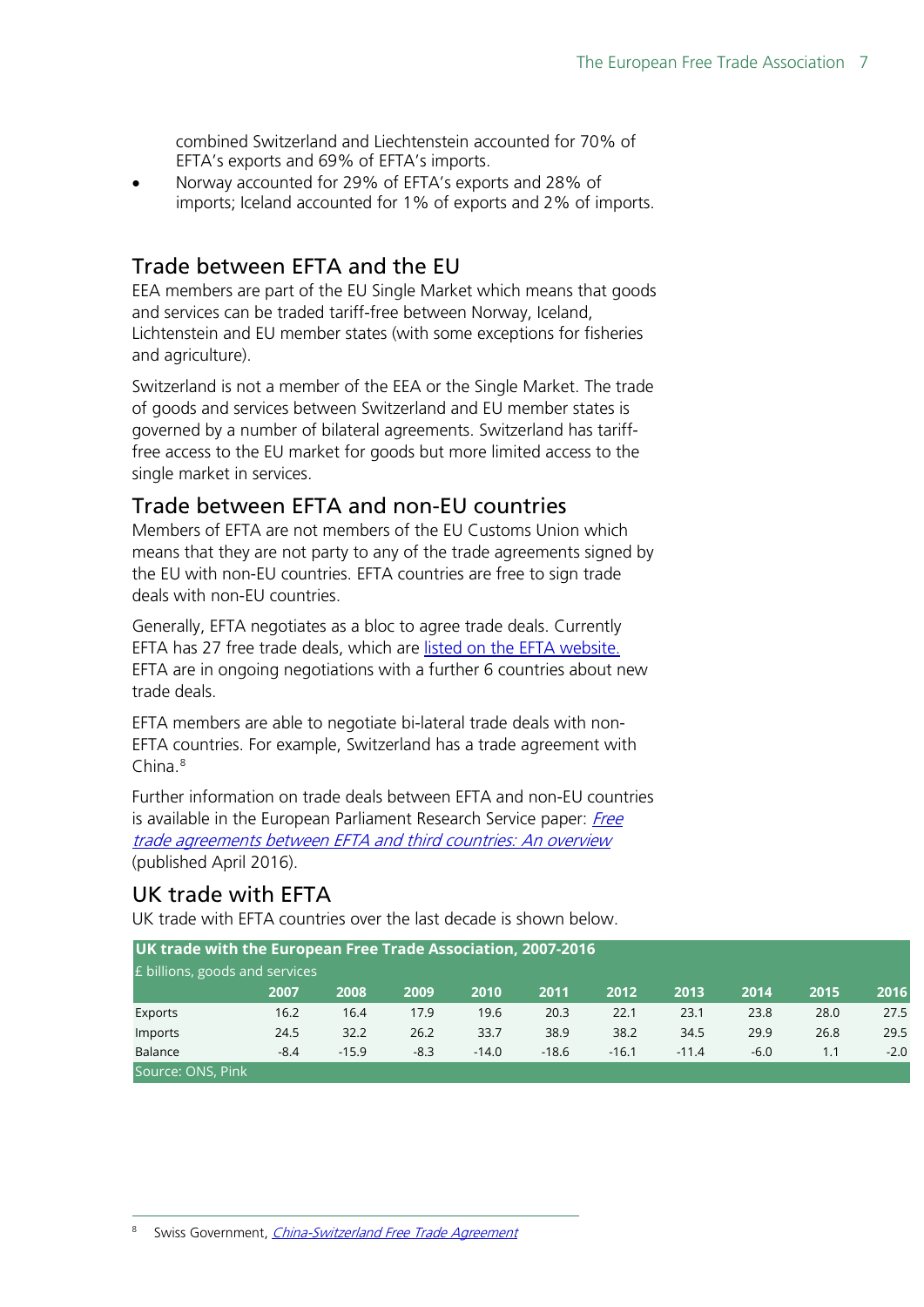combined Switzerland and Liechtenstein accounted for 70% of EFTA's exports and 69% of EFTA's imports.

- Norway accounted for 29% of EFTA's exports and 28% of imports; Iceland accounted for 1% of exports and 2% of imports.

## Trade between EFTA and the EU

EEA members are part of the EU Single Market which means that goods and services can be traded tariff-free between Norway, Iceland, Lichtenstein and EU member states (with some exceptions for fisheries and agriculture).

Switzerland is not a member of the EEA or the Single Market. The trade of goods and services between Switzerland and EU member states is governed by a number of bilateral agreements. Switzerland has tariff-free access to the EU market for goods but more limited access to the single market in services.

## Trade between EFTA and non-EU countries

Members of EFTA are not members of the EU Customs Union which means that they are not party to any of the trade agreements signed by the EU with non-EU countries. EFTA countries are free to sign trade deals with non-EU countries.

Generally, EFTA negotiates as a bloc to agree trade deals. Currently EFTA has 27 free trade deals, which are listed on the EFTA website. EFTA are in ongoing negotiations with a further 6 countries about new trade deals.

EFTA members are able to negotiate bi-lateral trade deals with non-EFTA countries. For example, Switzerland has a trade agreement with China.[8]

Further information on trade deals between EFTA and non-EU countries is available in the European Parliament Research Service paper: *Free trade agreements between EFTA and third countries: An overview* (published April 2016).

## UK trade with EFTA

UK trade with EFTA countries over the last decade is shown below.

**UK trade with the European Free Trade Association, 2007-2016**

£ billions, goods and services

| | 2007 | 2008 | 2009 | 2010 | 2011 | 2012 | 2013 | 2014 | 2015 | 2016 |
|---|---|---|---|---|---|---|---|---|---|---|
| Exports | 16.2 | 16.4 | 17.9 | 19.6 | 20.3 | 22.1 | 23.1 | 23.8 | 28.0 | 27.5 |
| Imports | 24.5 | 32.2 | 26.2 | 33.7 | 38.9 | 38.2 | 34.5 | 29.9 | 26.8 | 29.5 |
| Balance | -8.4 | -15.9 | -8.3 | -14.0 | -18.6 | -16.1 | -11.4 | -6.0 | 1.1 | -2.0 |

Source: ONS, Pink

[8] Swiss Government, *China-Switzerland Free Trade Agreement*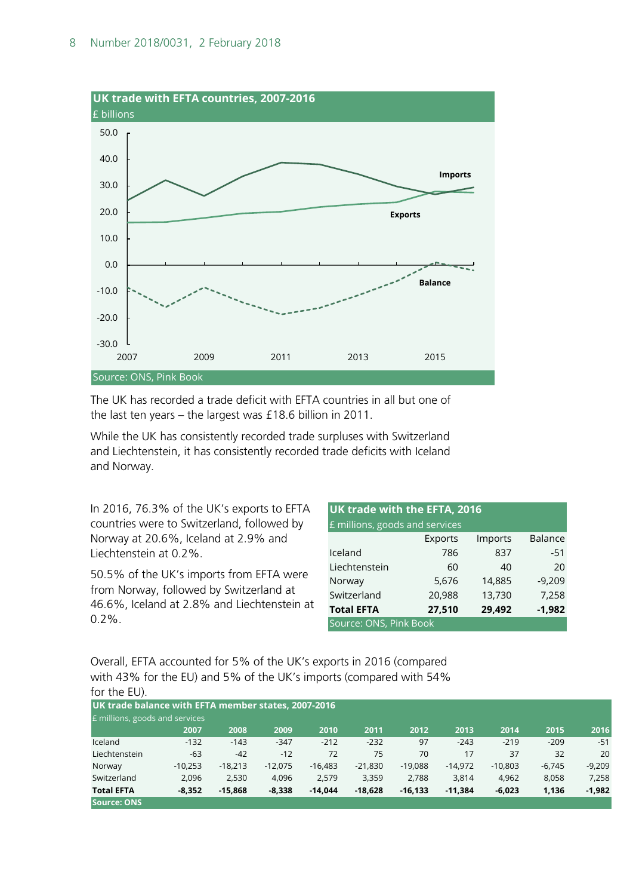**UK trade with EFTA countries, 2007-2016**

£ billions

Source: ONS, Pink Book

The UK has recorded a trade deficit with EFTA countries in all but one of the last ten years – the largest was £18.6 billion in 2011.

While the UK has consistently recorded trade surpluses with Switzerland and Liechtenstein, it has consistently recorded trade deficits with Iceland and Norway.

In 2016, 76.3% of the UK's exports to EFTA countries were to Switzerland, followed by Norway at 20.6%, Iceland at 2.9% and Liechtenstein at 0.2%.

50.5% of the UK's imports from EFTA were from Norway, followed by Switzerland at 46.6%, Iceland at 2.8% and Liechtenstein at 0.2%.

**UK trade with the EFTA, 2016**

£ millions, goods and services

| | Exports | Imports | Balance |
|---|---|---|---|
| Iceland | 786 | 837 | -51 |
| Liechtenstein | 60 | 40 | 20 |
| Norway | 5,676 | 14,885 | -9,209 |
| Switzerland | 20,988 | 13,730 | 7,258 |
| **Total EFTA** | **27,510** | **29,492** | **-1,982** |

Source: ONS, Pink Book

Overall, EFTA accounted for 5% of the UK's exports in 2016 (compared with 43% for the EU) and 5% of the UK's imports (compared with 54% for the EU).

**UK trade balance with EFTA member states, 2007-2016**

£ millions, goods and services

| | 2007 | 2008 | 2009 | 2010 | 2011 | 2012 | 2013 | 2014 | 2015 | 2016 |
|---|---|---|---|---|---|---|---|---|---|---|
| Iceland | -132 | -143 | -347 | -212 | -232 | 97 | -243 | -219 | -209 | -51 |
| Liechtenstein | -63 | -42 | -12 | 72 | 75 | 70 | 17 | 37 | 32 | 20 |
| Norway | -10,253 | -18,213 | -12,075 | -16,483 | -21,830 | -19,088 | -14,972 | -10,803 | -6,745 | -9,209 |
| Switzerland | 2,096 | 2,530 | 4,096 | 2,579 | 3,359 | 2,788 | 3,814 | 4,962 | 8,058 | 7,258 |
| **Total EFTA** | **-8,352** | **-15,868** | **-8,338** | **-14,044** | **-18,628** | **-16,133** | **-11,384** | **-6,023** | **1,136** | **-1,982** |

**Source: ONS**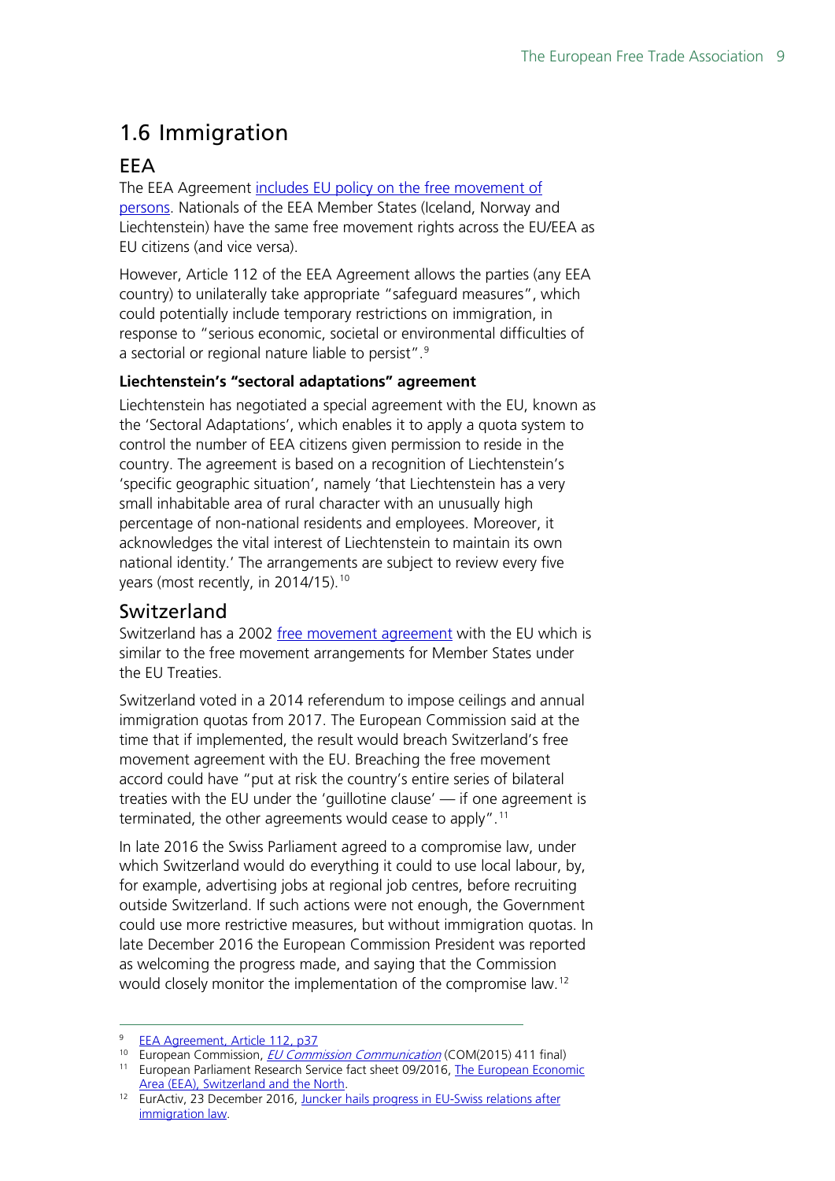## 1.6 Immigration

### EEA

The EEA Agreement includes EU policy on the free movement of persons. Nationals of the EEA Member States (Iceland, Norway and Liechtenstein) have the same free movement rights across the EU/EEA as EU citizens (and vice versa).

However, Article 112 of the EEA Agreement allows the parties (any EEA country) to unilaterally take appropriate "safeguard measures", which could potentially include temporary restrictions on immigration, in response to "serious economic, societal or environmental difficulties of a sectorial or regional nature liable to persist".[9]

**Liechtenstein's "sectoral adaptations" agreement**

Liechtenstein has negotiated a special agreement with the EU, known as the 'Sectoral Adaptations', which enables it to apply a quota system to control the number of EEA citizens given permission to reside in the country. The agreement is based on a recognition of Liechtenstein's 'specific geographic situation', namely 'that Liechtenstein has a very small inhabitable area of rural character with an unusually high percentage of non-national residents and employees. Moreover, it acknowledges the vital interest of Liechtenstein to maintain its own national identity.' The arrangements are subject to review every five years (most recently, in 2014/15).[10]

### Switzerland

Switzerland has a 2002 free movement agreement with the EU which is similar to the free movement arrangements for Member States under the EU Treaties.

Switzerland voted in a 2014 referendum to impose ceilings and annual immigration quotas from 2017. The European Commission said at the time that if implemented, the result would breach Switzerland's free movement agreement with the EU. Breaching the free movement accord could have "put at risk the country's entire series of bilateral treaties with the EU under the 'guillotine clause' — if one agreement is terminated, the other agreements would cease to apply".[11]

In late 2016 the Swiss Parliament agreed to a compromise law, under which Switzerland would do everything it could to use local labour, by, for example, advertising jobs at regional job centres, before recruiting outside Switzerland. If such actions were not enough, the Government could use more restrictive measures, but without immigration quotas. In late December 2016 the European Commission President was reported as welcoming the progress made, and saying that the Commission would closely monitor the implementation of the compromise law.[12]

---

[9] EEA Agreement, Article 112, p37

[10] European Commission, *EU Commission Communication* (COM(2015) 411 final)

[11] European Parliament Research Service fact sheet 09/2016, The European Economic Area (EEA), Switzerland and the North.

[12] EurActiv, 23 December 2016, Juncker hails progress in EU-Swiss relations after immigration law.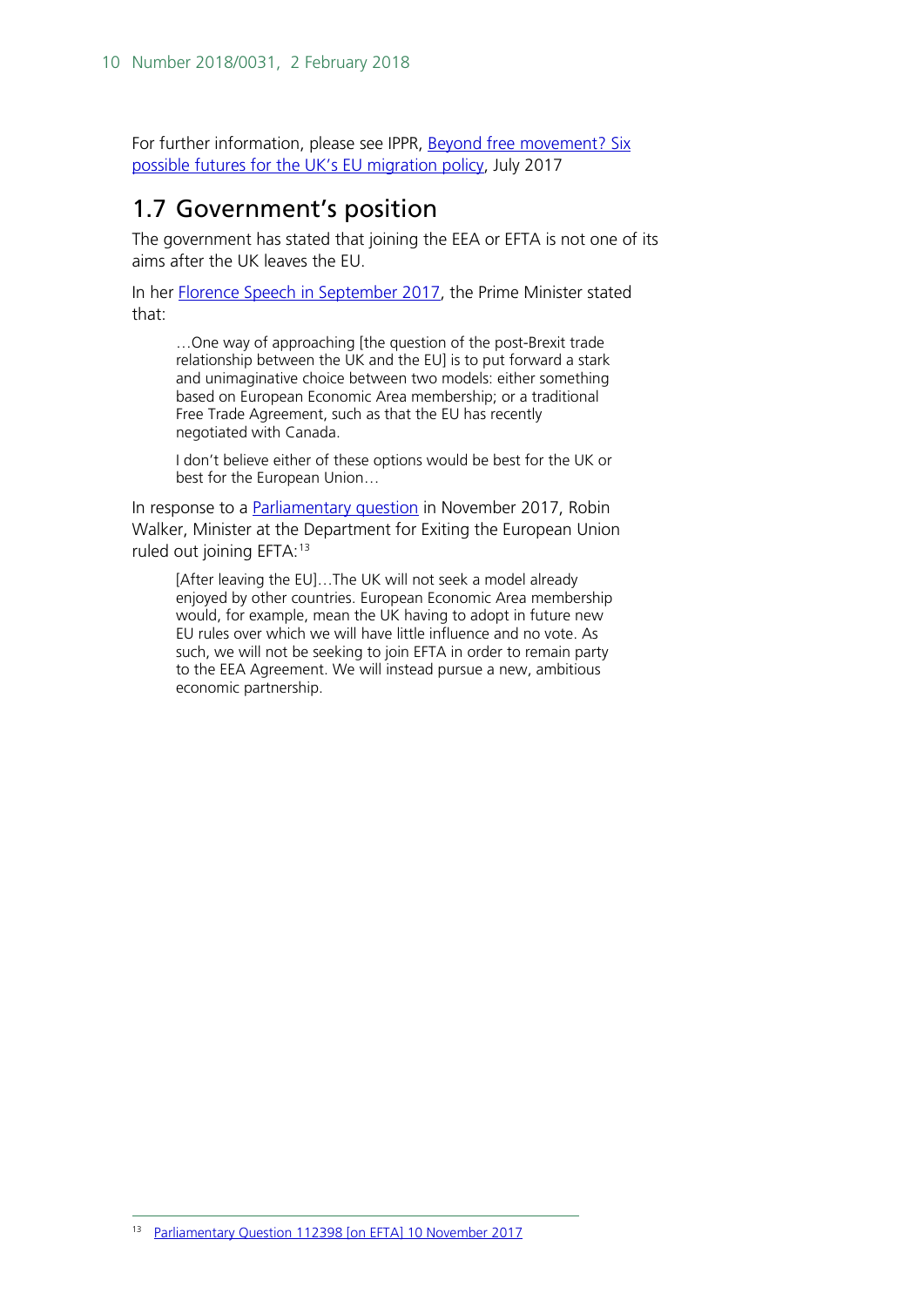For further information, please see IPPR, Beyond free movement? Six possible futures for the UK's EU migration policy, July 2017

## 1.7 Government's position

The government has stated that joining the EEA or EFTA is not one of its aims after the UK leaves the EU.

In her Florence Speech in September 2017, the Prime Minister stated that:

> …One way of approaching [the question of the post-Brexit trade relationship between the UK and the EU] is to put forward a stark and unimaginative choice between two models: either something based on European Economic Area membership; or a traditional Free Trade Agreement, such as that the EU has recently negotiated with Canada.
>
> I don't believe either of these options would be best for the UK or best for the European Union…

In response to a Parliamentary question in November 2017, Robin Walker, Minister at the Department for Exiting the European Union ruled out joining EFTA:[13]

> [After leaving the EU]…The UK will not seek a model already enjoyed by other countries. European Economic Area membership would, for example, mean the UK having to adopt in future new EU rules over which we will have little influence and no vote. As such, we will not be seeking to join EFTA in order to remain party to the EEA Agreement. We will instead pursue a new, ambitious economic partnership.

[13] Parliamentary Question 112398 [on EFTA] 10 November 2017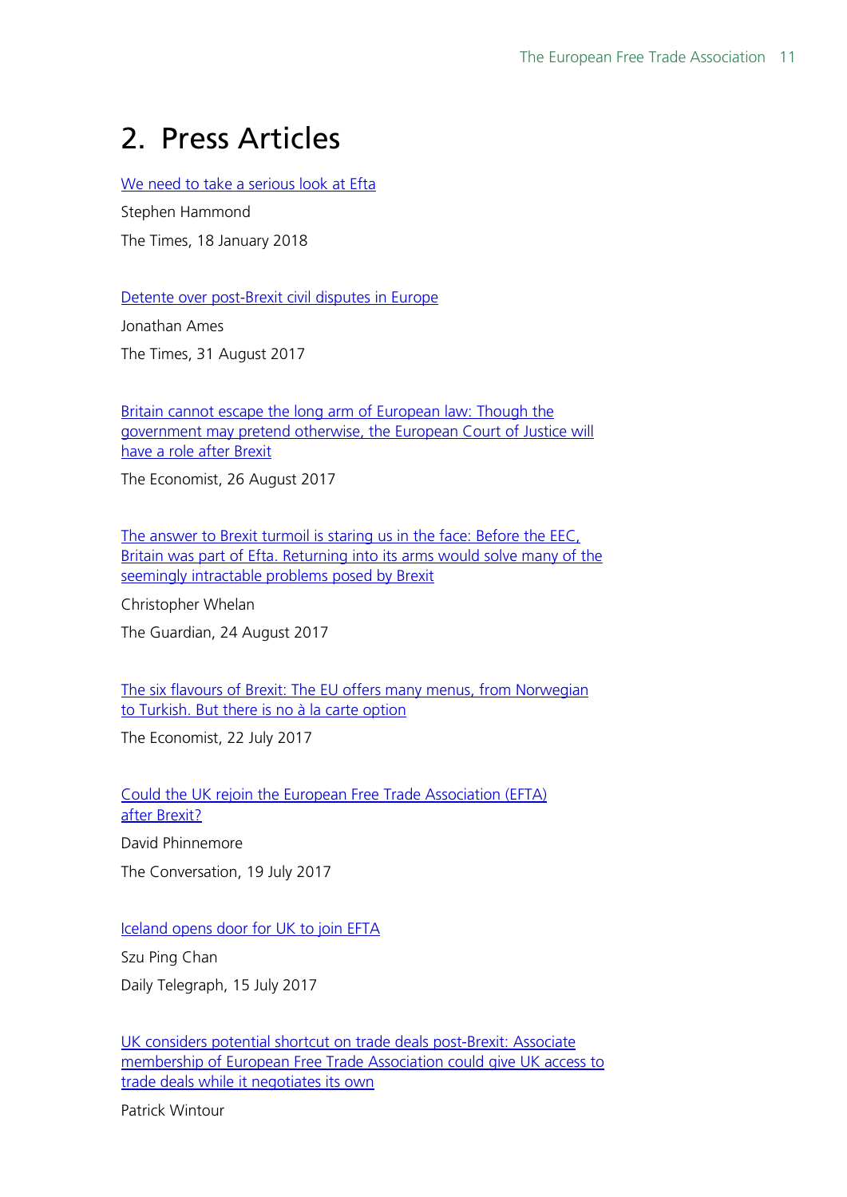# 2. Press Articles

We need to take a serious look at Efta

Stephen Hammond

The Times, 18 January 2018

Detente over post-Brexit civil disputes in Europe

Jonathan Ames

The Times, 31 August 2017

Britain cannot escape the long arm of European law: Though the government may pretend otherwise, the European Court of Justice will have a role after Brexit

The Economist, 26 August 2017

The answer to Brexit turmoil is staring us in the face: Before the EEC, Britain was part of Efta. Returning into its arms would solve many of the seemingly intractable problems posed by Brexit

Christopher Whelan

The Guardian, 24 August 2017

The six flavours of Brexit: The EU offers many menus, from Norwegian to Turkish. But there is no à la carte option

The Economist, 22 July 2017

Could the UK rejoin the European Free Trade Association (EFTA) after Brexit?

David Phinnemore

The Conversation, 19 July 2017

Iceland opens door for UK to join EFTA

Szu Ping Chan

Daily Telegraph, 15 July 2017

UK considers potential shortcut on trade deals post-Brexit: Associate membership of European Free Trade Association could give UK access to trade deals while it negotiates its own

Patrick Wintour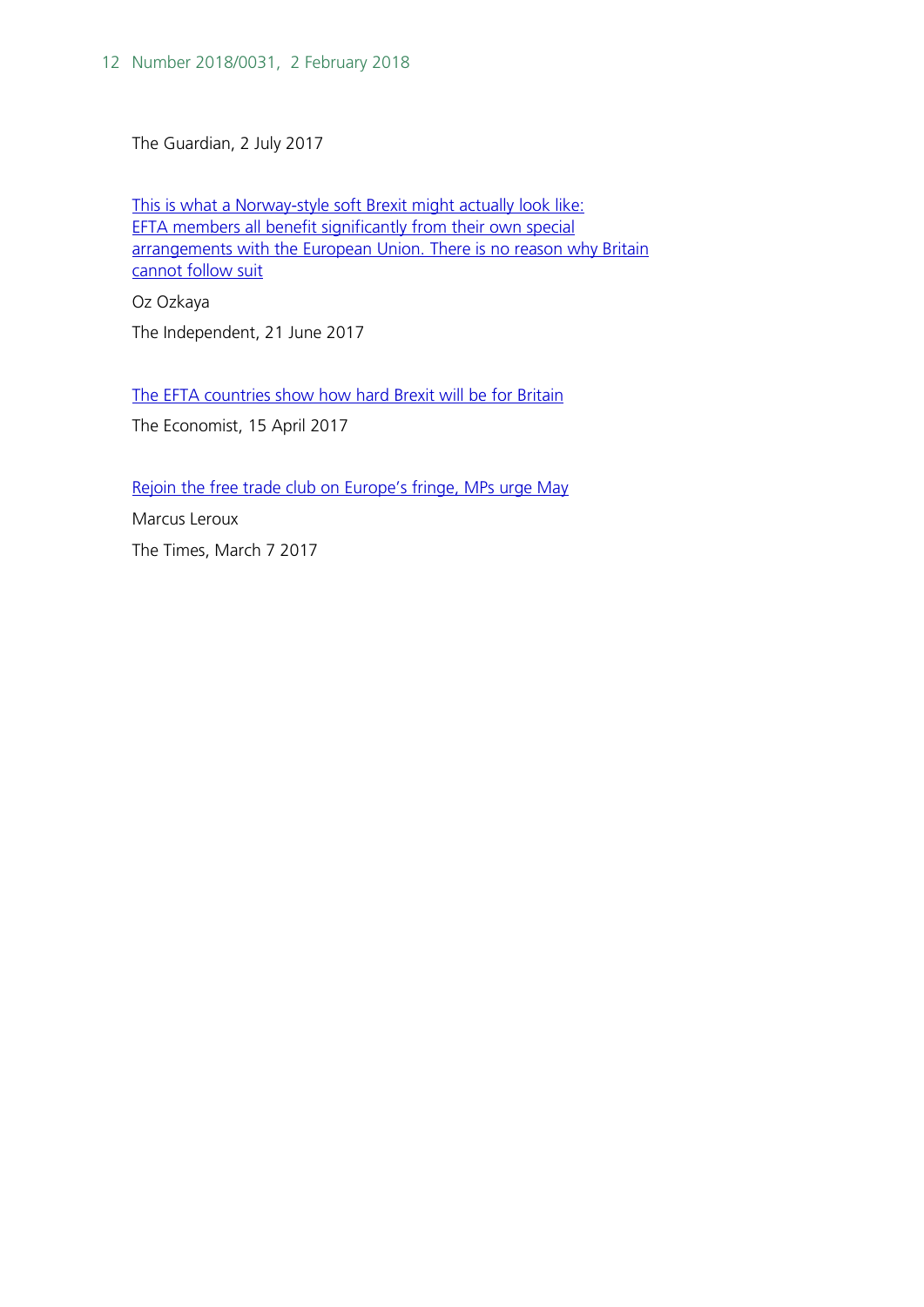The Guardian, 2 July 2017

[This is what a Norway-style soft Brexit might actually look like: EFTA members all benefit significantly from their own special arrangements with the European Union. There is no reason why Britain cannot follow suit]

Oz Ozkaya

The Independent, 21 June 2017

[The EFTA countries show how hard Brexit will be for Britain]

The Economist, 15 April 2017

[Rejoin the free trade club on Europe's fringe, MPs urge May]

Marcus Leroux

The Times, March 7 2017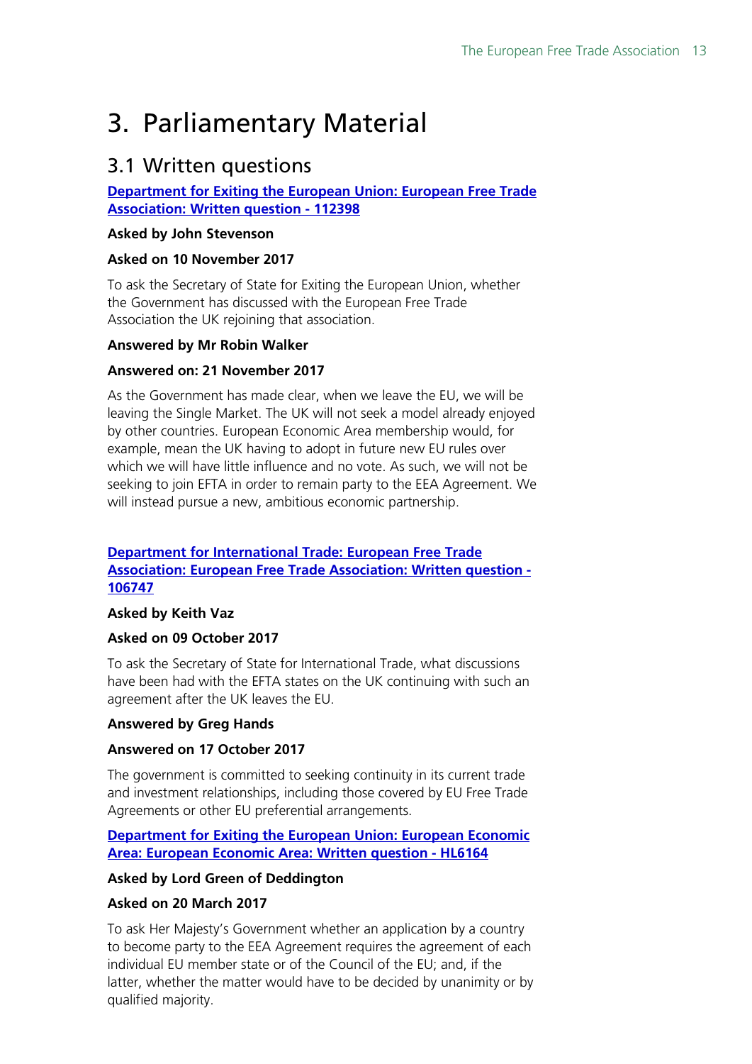# 3. Parliamentary Material

## 3.1 Written questions

**Department for Exiting the European Union: European Free Trade Association: Written question - 112398**

**Asked by John Stevenson**

**Asked on 10 November 2017**

To ask the Secretary of State for Exiting the European Union, whether the Government has discussed with the European Free Trade Association the UK rejoining that association.

**Answered by Mr Robin Walker**

**Answered on: 21 November 2017**

As the Government has made clear, when we leave the EU, we will be leaving the Single Market. The UK will not seek a model already enjoyed by other countries. European Economic Area membership would, for example, mean the UK having to adopt in future new EU rules over which we will have little influence and no vote. As such, we will not be seeking to join EFTA in order to remain party to the EEA Agreement. We will instead pursue a new, ambitious economic partnership.

**Department for International Trade: European Free Trade Association: European Free Trade Association: Written question - 106747**

**Asked by Keith Vaz**

**Asked on 09 October 2017**

To ask the Secretary of State for International Trade, what discussions have been had with the EFTA states on the UK continuing with such an agreement after the UK leaves the EU.

**Answered by Greg Hands**

**Answered on 17 October 2017**

The government is committed to seeking continuity in its current trade and investment relationships, including those covered by EU Free Trade Agreements or other EU preferential arrangements.

**Department for Exiting the European Union: European Economic Area: European Economic Area: Written question - HL6164**

**Asked by Lord Green of Deddington**

**Asked on 20 March 2017**

To ask Her Majesty's Government whether an application by a country to become party to the EEA Agreement requires the agreement of each individual EU member state or of the Council of the EU; and, if the latter, whether the matter would have to be decided by unanimity or by qualified majority.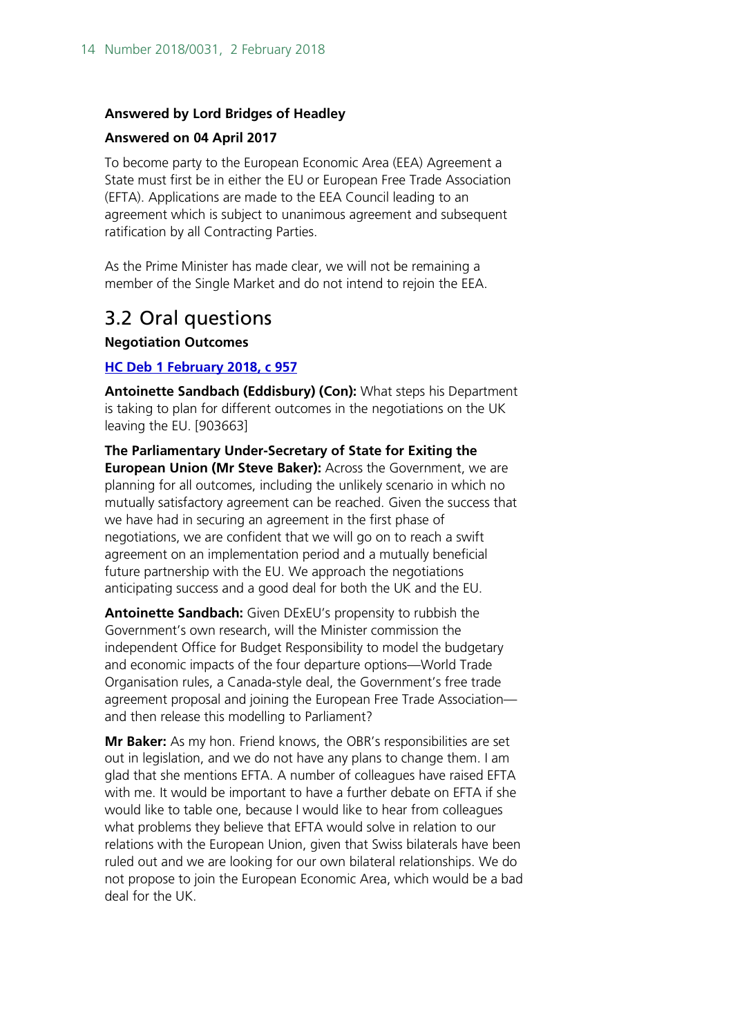**Answered by Lord Bridges of Headley**

**Answered on 04 April 2017**

To become party to the European Economic Area (EEA) Agreement a State must first be in either the EU or European Free Trade Association (EFTA). Applications are made to the EEA Council leading to an agreement which is subject to unanimous agreement and subsequent ratification by all Contracting Parties.

As the Prime Minister has made clear, we will not be remaining a member of the Single Market and do not intend to rejoin the EEA.

## 3.2 Oral questions

**Negotiation Outcomes**

**HC Deb 1 February 2018, c 957**

**Antoinette Sandbach (Eddisbury) (Con):** What steps his Department is taking to plan for different outcomes in the negotiations on the UK leaving the EU. [903663]

**The Parliamentary Under-Secretary of State for Exiting the European Union (Mr Steve Baker):** Across the Government, we are planning for all outcomes, including the unlikely scenario in which no mutually satisfactory agreement can be reached. Given the success that we have had in securing an agreement in the first phase of negotiations, we are confident that we will go on to reach a swift agreement on an implementation period and a mutually beneficial future partnership with the EU. We approach the negotiations anticipating success and a good deal for both the UK and the EU.

**Antoinette Sandbach:** Given DExEU's propensity to rubbish the Government's own research, will the Minister commission the independent Office for Budget Responsibility to model the budgetary and economic impacts of the four departure options—World Trade Organisation rules, a Canada-style deal, the Government's free trade agreement proposal and joining the European Free Trade Association—and then release this modelling to Parliament?

**Mr Baker:** As my hon. Friend knows, the OBR's responsibilities are set out in legislation, and we do not have any plans to change them. I am glad that she mentions EFTA. A number of colleagues have raised EFTA with me. It would be important to have a further debate on EFTA if she would like to table one, because I would like to hear from colleagues what problems they believe that EFTA would solve in relation to our relations with the European Union, given that Swiss bilaterals have been ruled out and we are looking for our own bilateral relationships. We do not propose to join the European Economic Area, which would be a bad deal for the UK.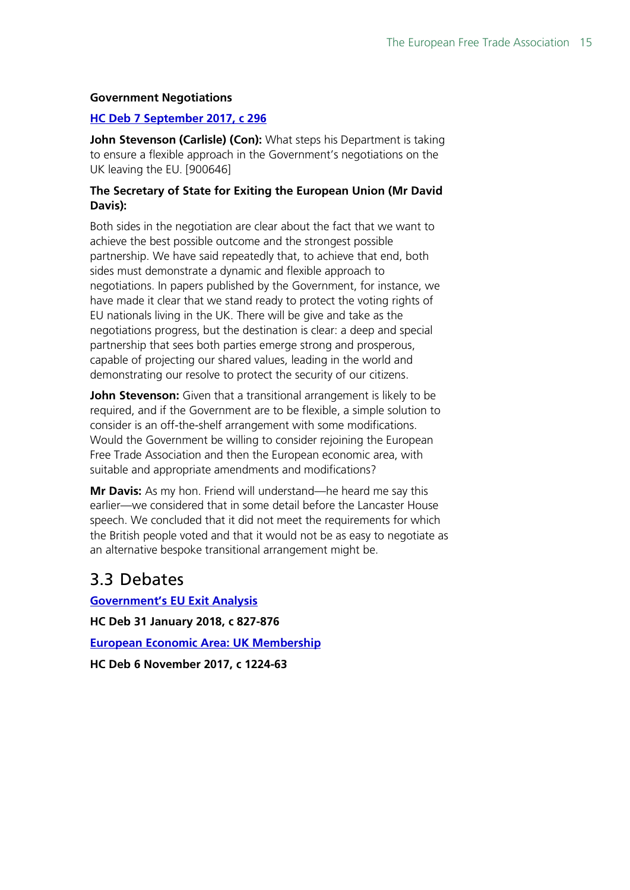**Government Negotiations**

**HC Deb 7 September 2017, c 296**

**John Stevenson (Carlisle) (Con):** What steps his Department is taking to ensure a flexible approach in the Government's negotiations on the UK leaving the EU. [900646]

**The Secretary of State for Exiting the European Union (Mr David Davis):**

Both sides in the negotiation are clear about the fact that we want to achieve the best possible outcome and the strongest possible partnership. We have said repeatedly that, to achieve that end, both sides must demonstrate a dynamic and flexible approach to negotiations. In papers published by the Government, for instance, we have made it clear that we stand ready to protect the voting rights of EU nationals living in the UK. There will be give and take as the negotiations progress, but the destination is clear: a deep and special partnership that sees both parties emerge strong and prosperous, capable of projecting our shared values, leading in the world and demonstrating our resolve to protect the security of our citizens.

**John Stevenson:** Given that a transitional arrangement is likely to be required, and if the Government are to be flexible, a simple solution to consider is an off-the-shelf arrangement with some modifications. Would the Government be willing to consider rejoining the European Free Trade Association and then the European economic area, with suitable and appropriate amendments and modifications?

**Mr Davis:** As my hon. Friend will understand—he heard me say this earlier—we considered that in some detail before the Lancaster House speech. We concluded that it did not meet the requirements for which the British people voted and that it would not be as easy to negotiate as an alternative bespoke transitional arrangement might be.

## 3.3 Debates

**Government's EU Exit Analysis**

**HC Deb 31 January 2018, c 827-876**

**European Economic Area: UK Membership**

**HC Deb 6 November 2017, c 1224-63**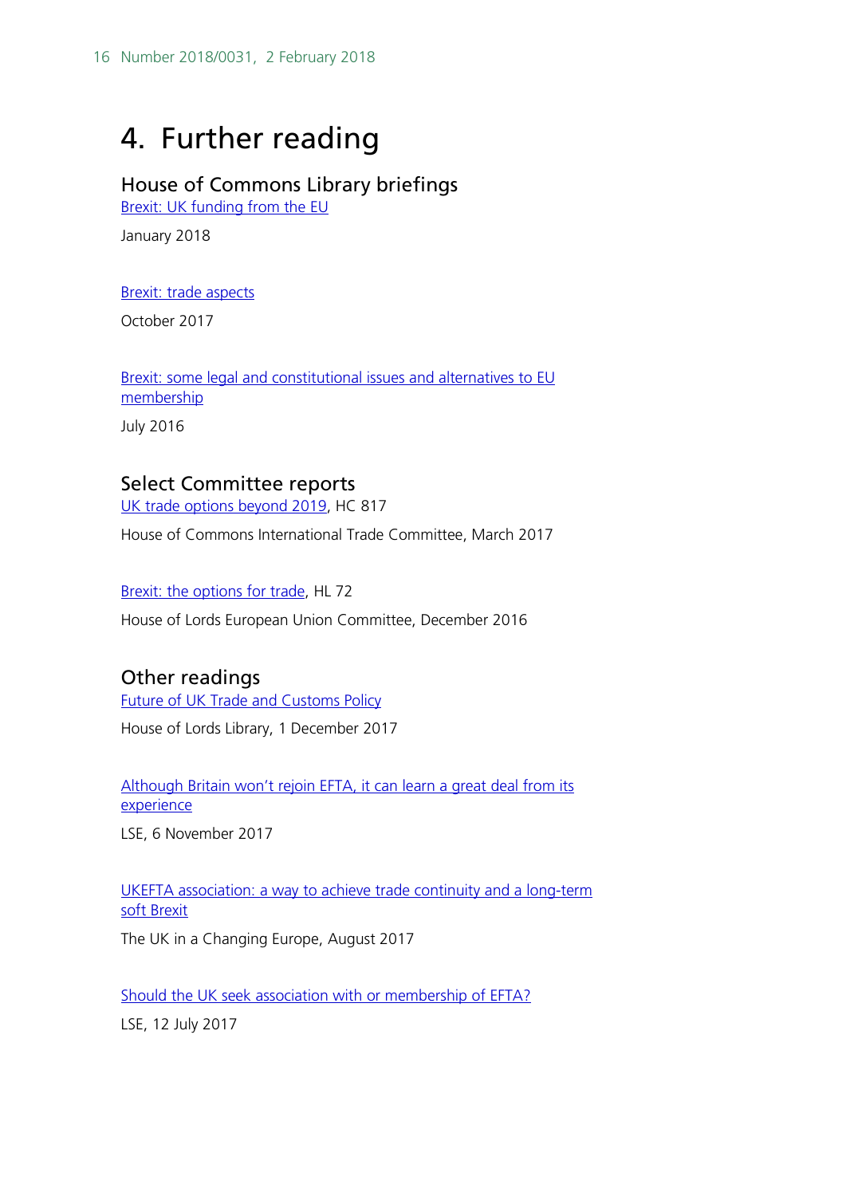# 4. Further reading

## House of Commons Library briefings

Brexit: UK funding from the EU

January 2018

Brexit: trade aspects

October 2017

Brexit: some legal and constitutional issues and alternatives to EU membership

July 2016

## Select Committee reports

UK trade options beyond 2019, HC 817

House of Commons International Trade Committee, March 2017

Brexit: the options for trade, HL 72

House of Lords European Union Committee, December 2016

## Other readings

Future of UK Trade and Customs Policy

House of Lords Library, 1 December 2017

Although Britain won't rejoin EFTA, it can learn a great deal from its experience

LSE, 6 November 2017

UKEFTA association: a way to achieve trade continuity and a long-term soft Brexit

The UK in a Changing Europe, August 2017

Should the UK seek association with or membership of EFTA?

LSE, 12 July 2017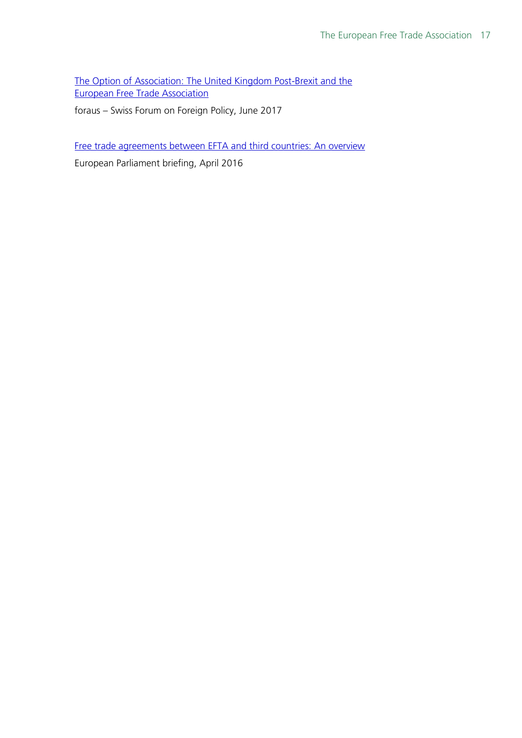[The Option of Association: The United Kingdom Post-Brexit and the European Free Trade Association]

foraus – Swiss Forum on Foreign Policy, June 2017

[Free trade agreements between EFTA and third countries: An overview]

European Parliament briefing, April 2016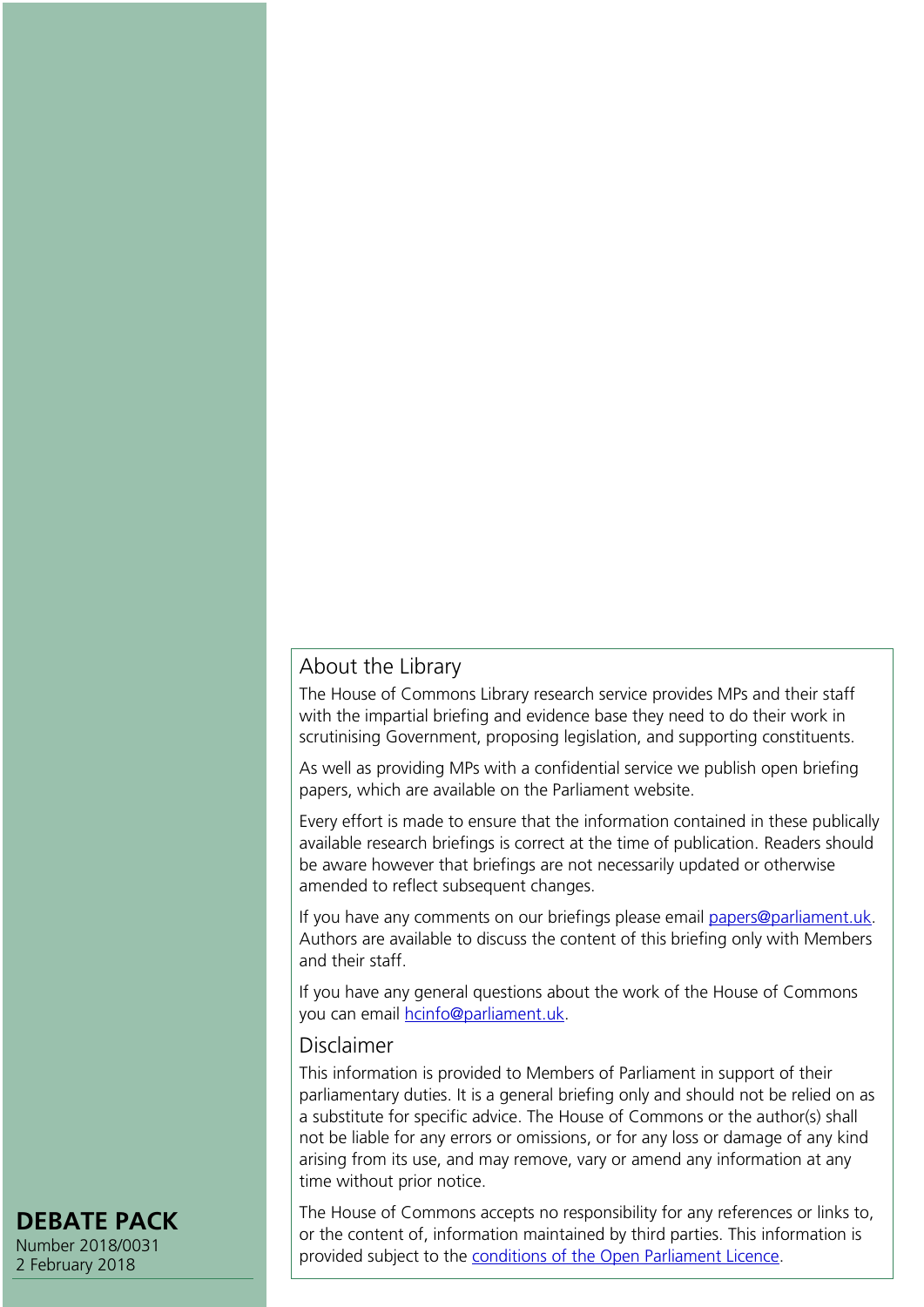## About the Library

The House of Commons Library research service provides MPs and their staff with the impartial briefing and evidence base they need to do their work in scrutinising Government, proposing legislation, and supporting constituents.

As well as providing MPs with a confidential service we publish open briefing papers, which are available on the Parliament website.

Every effort is made to ensure that the information contained in these publically available research briefings is correct at the time of publication. Readers should be aware however that briefings are not necessarily updated or otherwise amended to reflect subsequent changes.

If you have any comments on our briefings please email [papers@parliament.uk](mailto:papers@parliament.uk). Authors are available to discuss the content of this briefing only with Members and their staff.

If you have any general questions about the work of the House of Commons you can email [hcinfo@parliament.uk](mailto:hcinfo@parliament.uk).

## Disclaimer

This information is provided to Members of Parliament in support of their parliamentary duties. It is a general briefing only and should not be relied on as a substitute for specific advice. The House of Commons or the author(s) shall not be liable for any errors or omissions, or for any loss or damage of any kind arising from its use, and may remove, vary or amend any information at any time without prior notice.

The House of Commons accepts no responsibility for any references or links to, or the content of, information maintained by third parties. This information is provided subject to the conditions of the Open Parliament Licence.

**DEBATE PACK**

Number 2018/0031

2 February 2018